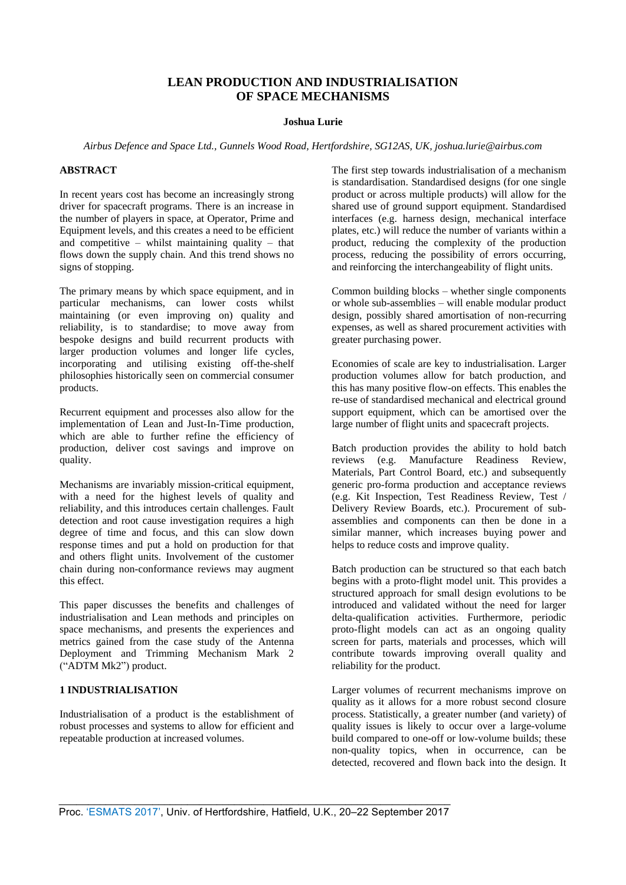# LEAN PRODUCTION AND INDUSTRIALISATION OF SPACE MECHANISMS

**Joshua Lurie**

*Airbus Defence and Space Ltd., Gunnels Wood Road, Hertfordshire, SG12AS, UK, joshua.lurie@airbus.com*

## ABSTRACT

In recent years cost has become an increasingly strong driver for spacecraft programs. There is an increase in the number of players in space, at Operator, Prime and Equipment levels, and this creates a need to be efficient and competitive – whilst maintaining quality – that flows down the supply chain. And this trend shows no signs of stopping.

The primary means by which space equipment, and in particular mechanisms, can lower costs whilst maintaining (or even improving on) quality and reliability, is to standardise; to move away from bespoke designs and build recurrent products with larger production volumes and longer life cycles, incorporating and utilising existing off-the-shelf philosophies historically seen on commercial consumer products.

Recurrent equipment and processes also allow for the implementation of Lean and Just-In-Time production, which are able to further refine the efficiency of production, deliver cost savings and improve on quality.

Mechanisms are invariably mission-critical equipment, with a need for the highest levels of quality and reliability, and this introduces certain challenges. Fault detection and root cause investigation requires a high degree of time and focus, and this can slow down response times and put a hold on production for that and others flight units. Involvement of the customer chain during non-conformance reviews may augment this effect.

This paper discusses the benefits and challenges of industrialisation and Lean methods and principles on space mechanisms, and presents the experiences and metrics gained from the case study of the Antenna Deployment and Trimming Mechanism Mark 2 ("ADTM Mk2") product.

## 1 INDUSTRIALISATION

Industrialisation of a product is the establishment of robust processes and systems to allow for efficient and repeatable production at increased volumes.

The first step towards industrialisation of a mechanism is standardisation. Standardised designs (for one single product or across multiple products) will allow for the shared use of ground support equipment. Standardised interfaces (e.g. harness design, mechanical interface plates, etc.) will reduce the number of variants within a product, reducing the complexity of the production process, reducing the possibility of errors occurring, and reinforcing the interchangeability of flight units.

Common building blocks – whether single components or whole sub-assemblies – will enable modular product design, possibly shared amortisation of non-recurring expenses, as well as shared procurement activities with greater purchasing power.

Economies of scale are key to industrialisation. Larger production volumes allow for batch production, and this has many positive flow-on effects. This enables the re-use of standardised mechanical and electrical ground support equipment, which can be amortised over the large number of flight units and spacecraft projects.

Batch production provides the ability to hold batch reviews (e.g. Manufacture Readiness Review, Materials, Part Control Board, etc.) and subsequently generic pro-forma production and acceptance reviews (e.g. Kit Inspection, Test Readiness Review, Test / Delivery Review Boards, etc.). Procurement of sub-assemblies and components can then be done in a similar manner, which increases buying power and helps to reduce costs and improve quality.

Batch production can be structured so that each batch begins with a proto-flight model unit. This provides a structured approach for small design evolutions to be introduced and validated without the need for larger delta-qualification activities. Furthermore, periodic proto-flight models can act as an ongoing quality screen for parts, materials and processes, which will contribute towards improving overall quality and reliability for the product.

Larger volumes of recurrent mechanisms improve on quality as it allows for a more robust second closure process. Statistically, a greater number (and variety) of quality issues is likely to occur over a large-volume build compared to one-off or low-volume builds; these non-quality topics, when in occurrence, can be detected, recovered and flown back into the design. It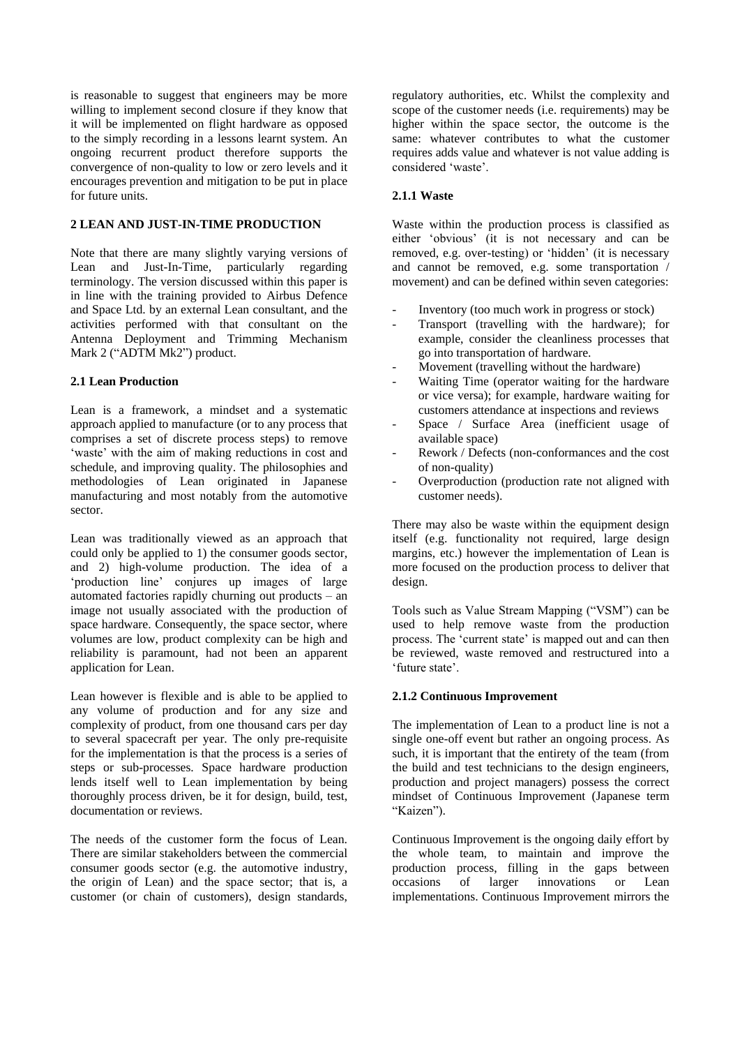is reasonable to suggest that engineers may be more willing to implement second closure if they know that it will be implemented on flight hardware as opposed to the simply recording in a lessons learnt system. An ongoing recurrent product therefore supports the convergence of non-quality to low or zero levels and it encourages prevention and mitigation to be put in place for future units.

## 2 LEAN AND JUST-IN-TIME PRODUCTION

Note that there are many slightly varying versions of Lean and Just-In-Time, particularly regarding terminology. The version discussed within this paper is in line with the training provided to Airbus Defence and Space Ltd. by an external Lean consultant, and the activities performed with that consultant on the Antenna Deployment and Trimming Mechanism Mark 2 ("ADTM Mk2") product.

### 2.1 Lean Production

Lean is a framework, a mindset and a systematic approach applied to manufacture (or to any process that comprises a set of discrete process steps) to remove 'waste' with the aim of making reductions in cost and schedule, and improving quality. The philosophies and methodologies of Lean originated in Japanese manufacturing and most notably from the automotive sector.

Lean was traditionally viewed as an approach that could only be applied to 1) the consumer goods sector, and 2) high-volume production. The idea of a 'production line' conjures up images of large automated factories rapidly churning out products – an image not usually associated with the production of space hardware. Consequently, the space sector, where volumes are low, product complexity can be high and reliability is paramount, had not been an apparent application for Lean.

Lean however is flexible and is able to be applied to any volume of production and for any size and complexity of product, from one thousand cars per day to several spacecraft per year. The only pre-requisite for the implementation is that the process is a series of steps or sub-processes. Space hardware production lends itself well to Lean implementation by being thoroughly process driven, be it for design, build, test, documentation or reviews.

The needs of the customer form the focus of Lean. There are similar stakeholders between the commercial consumer goods sector (e.g. the automotive industry, the origin of Lean) and the space sector; that is, a customer (or chain of customers), design standards, regulatory authorities, etc. Whilst the complexity and scope of the customer needs (i.e. requirements) may be higher within the space sector, the outcome is the same: whatever contributes to what the customer requires adds value and whatever is not value adding is considered 'waste'.

#### 2.1.1 Waste

Waste within the production process is classified as either 'obvious' (it is not necessary and can be removed, e.g. over-testing) or 'hidden' (it is necessary and cannot be removed, e.g. some transportation / movement) and can be defined within seven categories:

- Inventory (too much work in progress or stock)
- Transport (travelling with the hardware); for example, consider the cleanliness processes that go into transportation of hardware.
- Movement (travelling without the hardware)
- Waiting Time (operator waiting for the hardware or vice versa); for example, hardware waiting for customers attendance at inspections and reviews
- Space / Surface Area (inefficient usage of available space)
- Rework / Defects (non-conformances and the cost of non-quality)
- Overproduction (production rate not aligned with customer needs).

There may also be waste within the equipment design itself (e.g. functionality not required, large design margins, etc.) however the implementation of Lean is more focused on the production process to deliver that design.

Tools such as Value Stream Mapping ("VSM") can be used to help remove waste from the production process. The 'current state' is mapped out and can then be reviewed, waste removed and restructured into a 'future state'.

#### 2.1.2 Continuous Improvement

The implementation of Lean to a product line is not a single one-off event but rather an ongoing process. As such, it is important that the entirety of the team (from the build and test technicians to the design engineers, production and project managers) possess the correct mindset of Continuous Improvement (Japanese term "Kaizen").

Continuous Improvement is the ongoing daily effort by the whole team, to maintain and improve the production process, filling in the gaps between occasions of larger innovations or Lean implementations. Continuous Improvement mirrors the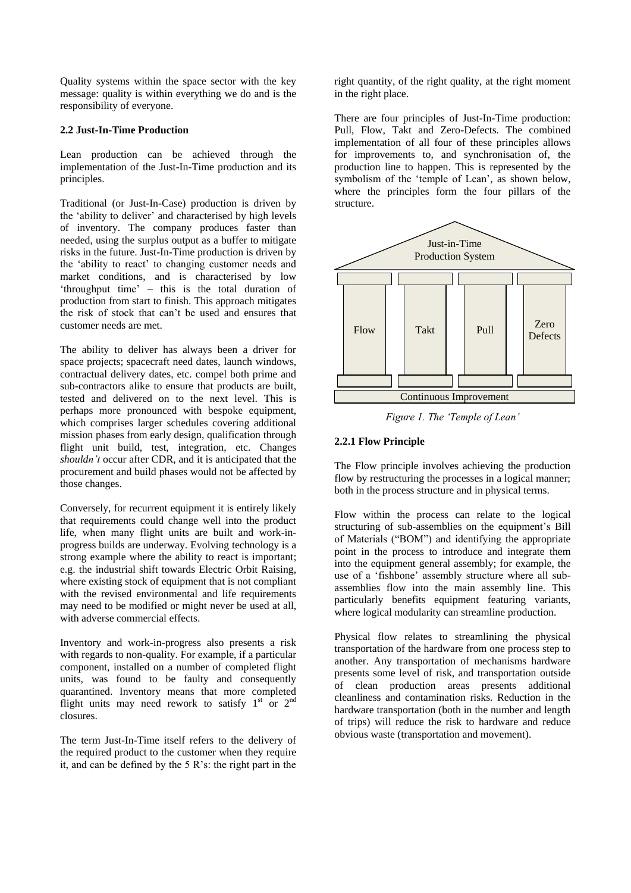Quality systems within the space sector with the key message: quality is within everything we do and is the responsibility of everyone.

### 2.2 Just-In-Time Production

Lean production can be achieved through the implementation of the Just-In-Time production and its principles.

Traditional (or Just-In-Case) production is driven by the 'ability to deliver' and characterised by high levels of inventory. The company produces faster than needed, using the surplus output as a buffer to mitigate risks in the future. Just-In-Time production is driven by the 'ability to react' to changing customer needs and market conditions, and is characterised by low 'throughput time' – this is the total duration of production from start to finish. This approach mitigates the risk of stock that can't be used and ensures that customer needs are met.

The ability to deliver has always been a driver for space projects; spacecraft need dates, launch windows, contractual delivery dates, etc. compel both prime and sub-contractors alike to ensure that products are built, tested and delivered on to the next level. This is perhaps more pronounced with bespoke equipment, which comprises larger schedules covering additional mission phases from early design, qualification through flight unit build, test, integration, etc. Changes *shouldn't* occur after CDR, and it is anticipated that the procurement and build phases would not be affected by those changes.

Conversely, for recurrent equipment it is entirely likely that requirements could change well into the product life, when many flight units are built and work-in-progress builds are underway. Evolving technology is a strong example where the ability to react is important; e.g. the industrial shift towards Electric Orbit Raising, where existing stock of equipment that is not compliant with the revised environmental and life requirements may need to be modified or might never be used at all, with adverse commercial effects.

Inventory and work-in-progress also presents a risk with regards to non-quality. For example, if a particular component, installed on a number of completed flight units, was found to be faulty and consequently quarantined. Inventory means that more completed flight units may need rework to satisfy 1st or 2nd closures.

The term Just-In-Time itself refers to the delivery of the required product to the customer when they require it, and can be defined by the 5 R's: the right part in the right quantity, of the right quality, at the right moment in the right place.

There are four principles of Just-In-Time production: Pull, Flow, Takt and Zero-Defects. The combined implementation of all four of these principles allows for improvements to, and synchronisation of, the production line to happen. This is represented by the symbolism of the 'temple of Lean', as shown below, where the principles form the four pillars of the structure.

Just-in-Time Production System

Flow | Takt | Pull | Zero Defects

Continuous Improvement

*Figure 1. The 'Temple of Lean'*

#### 2.2.1 Flow Principle

The Flow principle involves achieving the production flow by restructuring the processes in a logical manner; both in the process structure and in physical terms.

Flow within the process can relate to the logical structuring of sub-assemblies on the equipment's Bill of Materials ("BOM") and identifying the appropriate point in the process to introduce and integrate them into the equipment general assembly; for example, the use of a 'fishbone' assembly structure where all sub-assemblies flow into the main assembly line. This particularly benefits equipment featuring variants, where logical modularity can streamline production.

Physical flow relates to streamlining the physical transportation of the hardware from one process step to another. Any transportation of mechanisms hardware presents some level of risk, and transportation outside of clean production areas presents additional cleanliness and contamination risks. Reduction in the hardware transportation (both in the number and length of trips) will reduce the risk to hardware and reduce obvious waste (transportation and movement).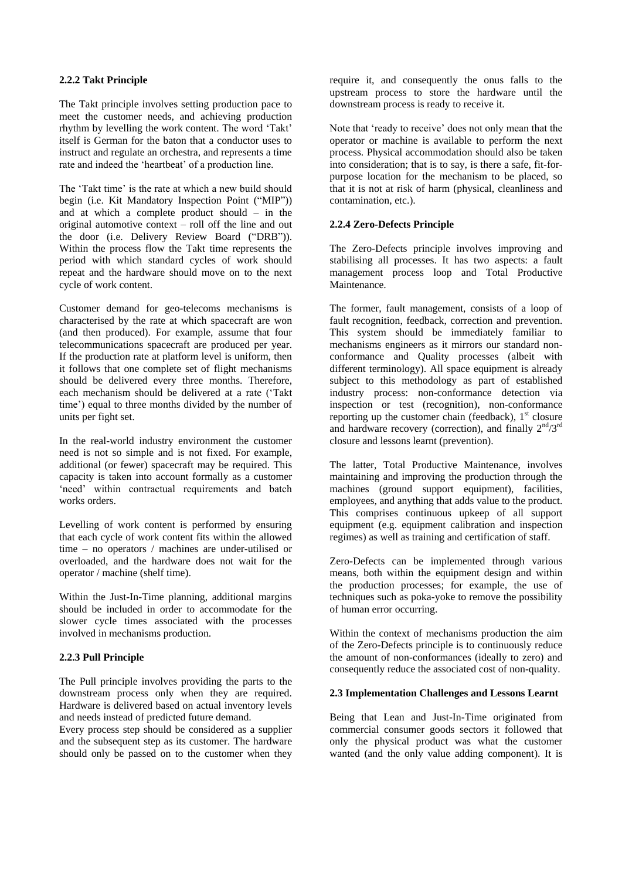### 2.2.2 Takt Principle

The Takt principle involves setting production pace to meet the customer needs, and achieving production rhythm by levelling the work content. The word 'Takt' itself is German for the baton that a conductor uses to instruct and regulate an orchestra, and represents a time rate and indeed the 'heartbeat' of a production line.

The 'Takt time' is the rate at which a new build should begin (i.e. Kit Mandatory Inspection Point ("MIP")) and at which a complete product should – in the original automotive context – roll off the line and out the door (i.e. Delivery Review Board ("DRB")). Within the process flow the Takt time represents the period with which standard cycles of work should repeat and the hardware should move on to the next cycle of work content.

Customer demand for geo-telecoms mechanisms is characterised by the rate at which spacecraft are won (and then produced). For example, assume that four telecommunications spacecraft are produced per year. If the production rate at platform level is uniform, then it follows that one complete set of flight mechanisms should be delivered every three months. Therefore, each mechanism should be delivered at a rate ('Takt time') equal to three months divided by the number of units per fight set.

In the real-world industry environment the customer need is not so simple and is not fixed. For example, additional (or fewer) spacecraft may be required. This capacity is taken into account formally as a customer 'need' within contractual requirements and batch works orders.

Levelling of work content is performed by ensuring that each cycle of work content fits within the allowed time – no operators / machines are under-utilised or overloaded, and the hardware does not wait for the operator / machine (shelf time).

Within the Just-In-Time planning, additional margins should be included in order to accommodate for the slower cycle times associated with the processes involved in mechanisms production.

### 2.2.3 Pull Principle

The Pull principle involves providing the parts to the downstream process only when they are required. Hardware is delivered based on actual inventory levels and needs instead of predicted future demand.

Every process step should be considered as a supplier and the subsequent step as its customer. The hardware should only be passed on to the customer when they require it, and consequently the onus falls to the upstream process to store the hardware until the downstream process is ready to receive it.

Note that 'ready to receive' does not only mean that the operator or machine is available to perform the next process. Physical accommodation should also be taken into consideration; that is to say, is there a safe, fit-for-purpose location for the mechanism to be placed, so that it is not at risk of harm (physical, cleanliness and contamination, etc.).

### 2.2.4 Zero-Defects Principle

The Zero-Defects principle involves improving and stabilising all processes. It has two aspects: a fault management process loop and Total Productive Maintenance.

The former, fault management, consists of a loop of fault recognition, feedback, correction and prevention. This system should be immediately familiar to mechanisms engineers as it mirrors our standard non-conformance and Quality processes (albeit with different terminology). All space equipment is already subject to this methodology as part of established industry process: non-conformance detection via inspection or test (recognition), non-conformance reporting up the customer chain (feedback), 1st closure and hardware recovery (correction), and finally 2nd/3rd closure and lessons learnt (prevention).

The latter, Total Productive Maintenance, involves maintaining and improving the production through the machines (ground support equipment), facilities, employees, and anything that adds value to the product. This comprises continuous upkeep of all support equipment (e.g. equipment calibration and inspection regimes) as well as training and certification of staff.

Zero-Defects can be implemented through various means, both within the equipment design and within the production processes; for example, the use of techniques such as poka-yoke to remove the possibility of human error occurring.

Within the context of mechanisms production the aim of the Zero-Defects principle is to continuously reduce the amount of non-conformances (ideally to zero) and consequently reduce the associated cost of non-quality.

## 2.3 Implementation Challenges and Lessons Learnt

Being that Lean and Just-In-Time originated from commercial consumer goods sectors it followed that only the physical product was what the customer wanted (and the only value adding component). It is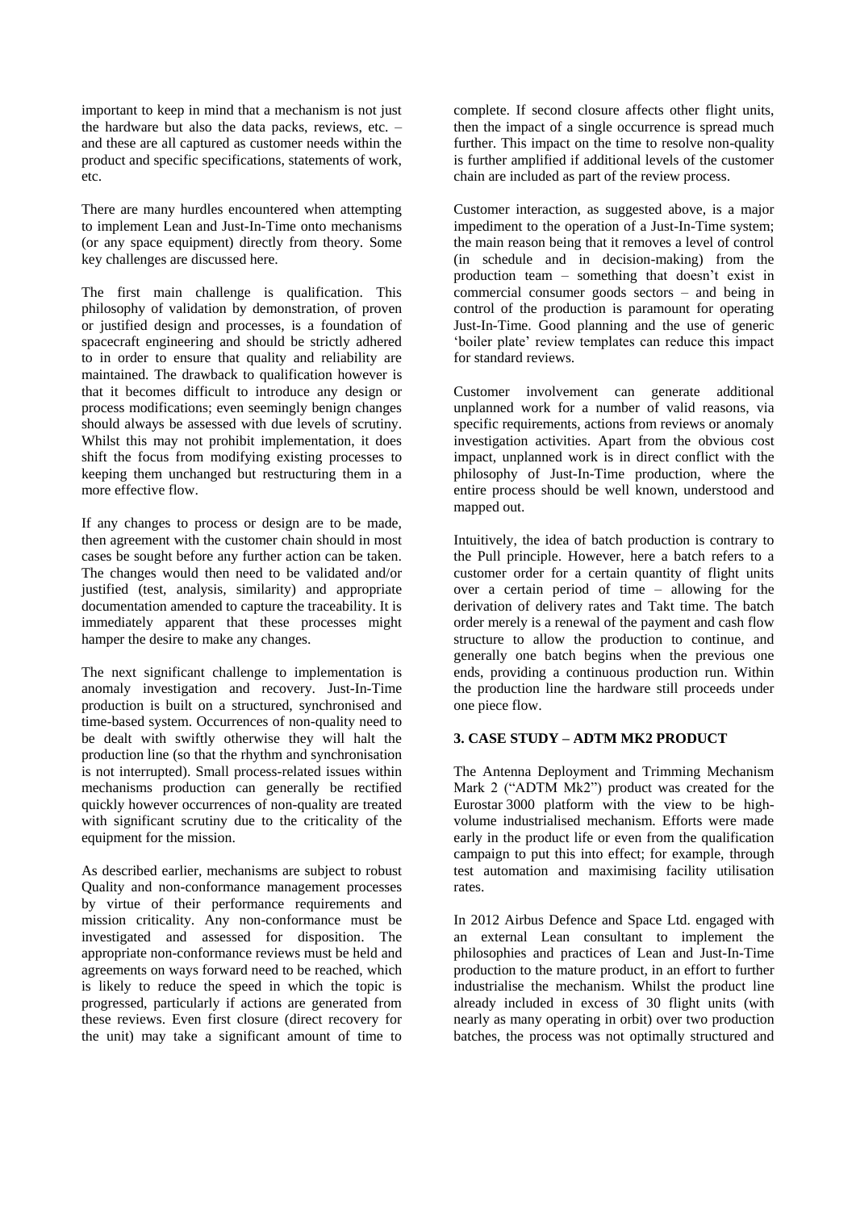important to keep in mind that a mechanism is not just the hardware but also the data packs, reviews, etc. – and these are all captured as customer needs within the product and specific specifications, statements of work, etc.

There are many hurdles encountered when attempting to implement Lean and Just-In-Time onto mechanisms (or any space equipment) directly from theory. Some key challenges are discussed here.

The first main challenge is qualification. This philosophy of validation by demonstration, of proven or justified design and processes, is a foundation of spacecraft engineering and should be strictly adhered to in order to ensure that quality and reliability are maintained. The drawback to qualification however is that it becomes difficult to introduce any design or process modifications; even seemingly benign changes should always be assessed with due levels of scrutiny. Whilst this may not prohibit implementation, it does shift the focus from modifying existing processes to keeping them unchanged but restructuring them in a more effective flow.

If any changes to process or design are to be made, then agreement with the customer chain should in most cases be sought before any further action can be taken. The changes would then need to be validated and/or justified (test, analysis, similarity) and appropriate documentation amended to capture the traceability. It is immediately apparent that these processes might hamper the desire to make any changes.

The next significant challenge to implementation is anomaly investigation and recovery. Just-In-Time production is built on a structured, synchronised and time-based system. Occurrences of non-quality need to be dealt with swiftly otherwise they will halt the production line (so that the rhythm and synchronisation is not interrupted). Small process-related issues within mechanisms production can generally be rectified quickly however occurrences of non-quality are treated with significant scrutiny due to the criticality of the equipment for the mission.

As described earlier, mechanisms are subject to robust Quality and non-conformance management processes by virtue of their performance requirements and mission criticality. Any non-conformance must be investigated and assessed for disposition. The appropriate non-conformance reviews must be held and agreements on ways forward need to be reached, which is likely to reduce the speed in which the topic is progressed, particularly if actions are generated from these reviews. Even first closure (direct recovery for the unit) may take a significant amount of time to complete. If second closure affects other flight units, then the impact of a single occurrence is spread much further. This impact on the time to resolve non-quality is further amplified if additional levels of the customer chain are included as part of the review process.

Customer interaction, as suggested above, is a major impediment to the operation of a Just-In-Time system; the main reason being that it removes a level of control (in schedule and in decision-making) from the production team – something that doesn't exist in commercial consumer goods sectors – and being in control of the production is paramount for operating Just-In-Time. Good planning and the use of generic 'boiler plate' review templates can reduce this impact for standard reviews.

Customer involvement can generate additional unplanned work for a number of valid reasons, via specific requirements, actions from reviews or anomaly investigation activities. Apart from the obvious cost impact, unplanned work is in direct conflict with the philosophy of Just-In-Time production, where the entire process should be well known, understood and mapped out.

Intuitively, the idea of batch production is contrary to the Pull principle. However, here a batch refers to a customer order for a certain quantity of flight units over a certain period of time – allowing for the derivation of delivery rates and Takt time. The batch order merely is a renewal of the payment and cash flow structure to allow the production to continue, and generally one batch begins when the previous one ends, providing a continuous production run. Within the production line the hardware still proceeds under one piece flow.

## 3. CASE STUDY – ADTM MK2 PRODUCT

The Antenna Deployment and Trimming Mechanism Mark 2 ("ADTM Mk2") product was created for the Eurostar 3000 platform with the view to be high-volume industrialised mechanism. Efforts were made early in the product life or even from the qualification campaign to put this into effect; for example, through test automation and maximising facility utilisation rates.

In 2012 Airbus Defence and Space Ltd. engaged with an external Lean consultant to implement the philosophies and practices of Lean and Just-In-Time production to the mature product, in an effort to further industrialise the mechanism. Whilst the product line already included in excess of 30 flight units (with nearly as many operating in orbit) over two production batches, the process was not optimally structured and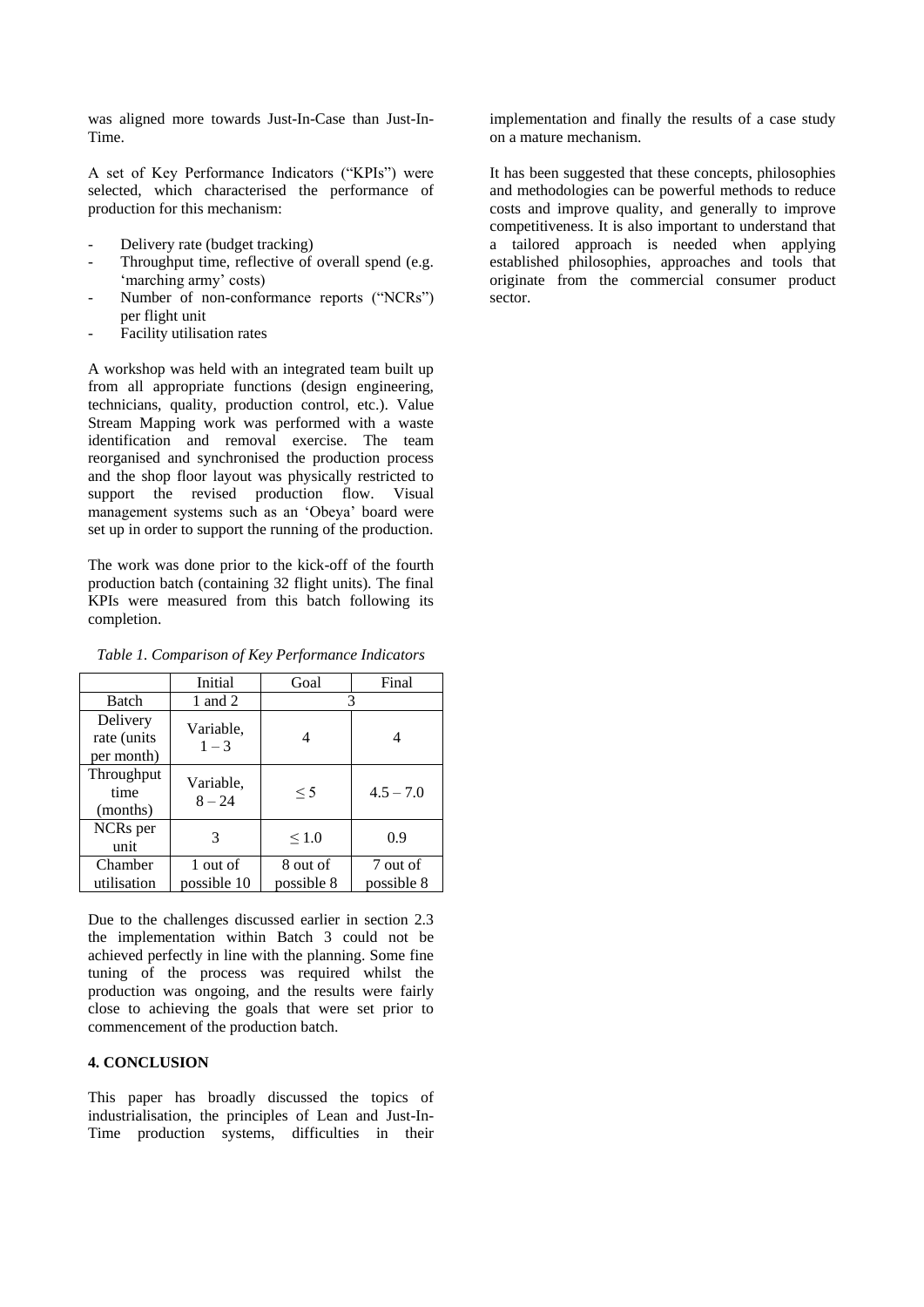was aligned more towards Just-In-Case than Just-In-Time.

A set of Key Performance Indicators ("KPIs") were selected, which characterised the performance of production for this mechanism:

- Delivery rate (budget tracking)
- Throughput time, reflective of overall spend (e.g. 'marching army' costs)
- Number of non-conformance reports ("NCRs") per flight unit
- Facility utilisation rates

A workshop was held with an integrated team built up from all appropriate functions (design engineering, technicians, quality, production control, etc.). Value Stream Mapping work was performed with a waste identification and removal exercise. The team reorganised and synchronised the production process and the shop floor layout was physically restricted to support the revised production flow. Visual management systems such as an 'Obeya' board were set up in order to support the running of the production.

The work was done prior to the kick-off of the fourth production batch (containing 32 flight units). The final KPIs were measured from this batch following its completion.

*Table 1. Comparison of Key Performance Indicators*

| | Initial | Goal | Final |
|---|---|---|---|
| Batch | 1 and 2 | 3 | |
| Delivery rate (units per month) | Variable, 1 – 3 | 4 | 4 |
| Throughput time (months) | Variable, 8 – 24 | $\leq 5$ | 4.5 – 7.0 |
| NCRs per unit | 3 | $\leq 1.0$ | 0.9 |
| Chamber utilisation | 1 out of possible 10 | 8 out of possible 8 | 7 out of possible 8 |

Due to the challenges discussed earlier in section 2.3 the implementation within Batch 3 could not be achieved perfectly in line with the planning. Some fine tuning of the process was required whilst the production was ongoing, and the results were fairly close to achieving the goals that were set prior to commencement of the production batch.

## 4. CONCLUSION

This paper has broadly discussed the topics of industrialisation, the principles of Lean and Just-In-Time production systems, difficulties in their implementation and finally the results of a case study on a mature mechanism.

It has been suggested that these concepts, philosophies and methodologies can be powerful methods to reduce costs and improve quality, and generally to improve competitiveness. It is also important to understand that a tailored approach is needed when applying established philosophies, approaches and tools that originate from the commercial consumer product sector.